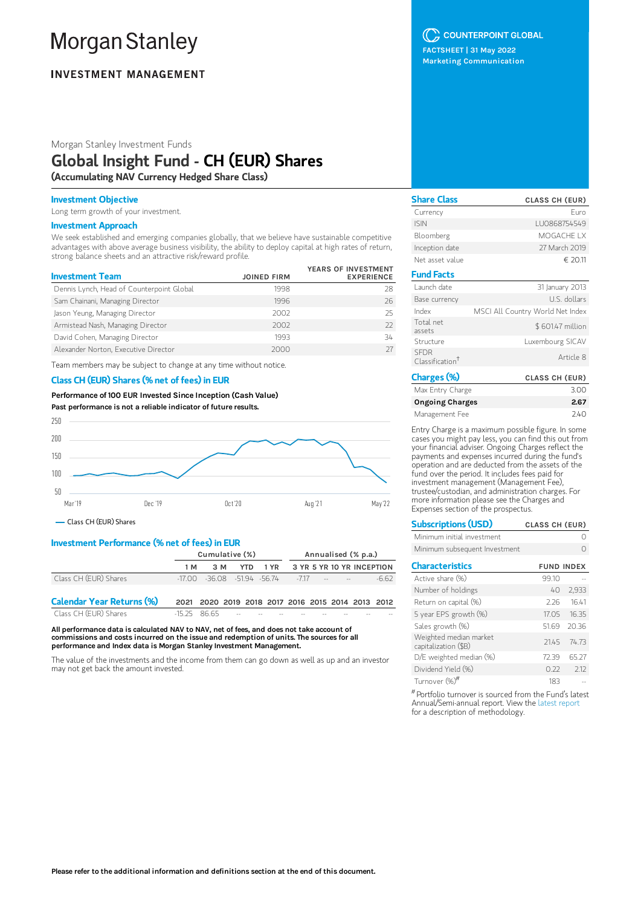# Morgan Stanley

**INVESTMENT MANAGEMENT**

COUNTERPOINT GLOBAL

FACTSHEET | 31 May 2022

Marketing Communication

Morgan Stanley Investment Funds

# Global Insight Fund - CH (EUR) Shares

**(Accumulating NAV Currency Hedged Share Class)**

## Investment Objective

Long term growth of your investment.

## Investment Approach

We seek established and emerging companies globally, that we believe have sustainable competitive advantages with above average business visibility, the ability to deploy capital at high rates of return, strong balance sheets and an attractive risk/reward profile.

| Investment Team | JOINED FIRM | YEARS OF INVESTMENT EXPERIENCE |
|---|---|---|
| Dennis Lynch, Head of Counterpoint Global | 1998 | 28 |
| Sam Chainani, Managing Director | 1996 | 26 |
| Jason Yeung, Managing Director | 2002 | 25 |
| Armistead Nash, Managing Director | 2002 | 22 |
| David Cohen, Managing Director | 1993 | 34 |
| Alexander Norton, Executive Director | 2000 | 27 |

Team members may be subject to change at any time without notice.

## Class CH (EUR) Shares (% net of fees) in EUR

**Performance of 100 EUR Invested Since Inception (Cash Value)**

**Past performance is not a reliable indicator of future results.**

Class CH (EUR) Shares

## Investment Performance (% net of fees) in EUR

| | Cumulative (%) | | | | Annualised (% p.a.) | | | |
|---|---|---|---|---|---|---|---|---|
| | 1 M | 3 M | YTD | 1 YR | 3 YR | 5 YR | 10 YR | INCEPTION |
| Class CH (EUR) Shares | -17.00 | -36.08 | -51.94 | -56.74 | -7.17 | -- | -- | -6.62 |

## Calendar Year Returns (%)

| | 2021 | 2020 | 2019 | 2018 | 2017 | 2016 | 2015 | 2014 | 2013 | 2012 |
|---|---|---|---|---|---|---|---|---|---|---|
| Class CH (EUR) Shares | -15.25 | 86.65 | -- | -- | -- | -- | -- | -- | -- | -- |

**All performance data is calculated NAV to NAV, net of fees, and does not take account of commissions and costs incurred on the issue and redemption of units. The sources for all performance and Index data is Morgan Stanley Investment Management.**

The value of the investments and the income from them can go down as well as up and an investor may not get back the amount invested.

## Share Class

| | CLASS CH (EUR) |
|---|---|
| Currency | Euro |
| ISIN | LU0868754549 |
| Bloomberg | MOGACHE LX |
| Inception date | 27 March 2019 |
| Net asset value | € 20.11 |

## Fund Facts

| | |
|---|---|
| Launch date | 31 January 2013 |
| Base currency | U.S. dollars |
| Index | MSCI All Country World Net Index |
| Total net assets | $ 601.47 million |
| Structure | Luxembourg SICAV |
| SFDR Classification† | Article 8 |

## Charges (%)

| | CLASS CH (EUR) |
|---|---|
| Max Entry Charge | 3.00 |
| **Ongoing Charges** | **2.67** |
| Management Fee | 2.40 |

Entry Charge is a maximum possible figure. In some cases you might pay less, you can find this out from your financial adviser. Ongoing Charges reflect the payments and expenses incurred during the fund's operation and are deducted from the assets of the fund over the period. It includes fees paid for investment management (Management Fee), trustee/custodian, and administration charges. For more information please see the Charges and Expenses section of the prospectus.

## Subscriptions (USD)

| | CLASS CH (EUR) |
|---|---|
| Minimum initial investment | 0 |
| Minimum subsequent Investment | 0 |

## Characteristics

| | FUND | INDEX |
|---|---|---|
| Active share (%) | 99.10 | -- |
| Number of holdings | 40 | 2,933 |
| Return on capital (%) | 2.26 | 16.41 |
| 5 year EPS growth (%) | 17.05 | 16.35 |
| Sales growth (%) | 51.69 | 20.36 |
| Weighted median market capitalization ($B) | 21.45 | 74.73 |
| D/E weighted median (%) | 72.39 | 65.27 |
| Dividend Yield (%) | 0.22 | 2.12 |
| Turnover (%)# | 183 | -- |

# Portfolio turnover is sourced from the Fund's latest Annual/Semi-annual report. View the latest report for a description of methodology.

**Please refer to the additional information and definitions section at the end of this document.**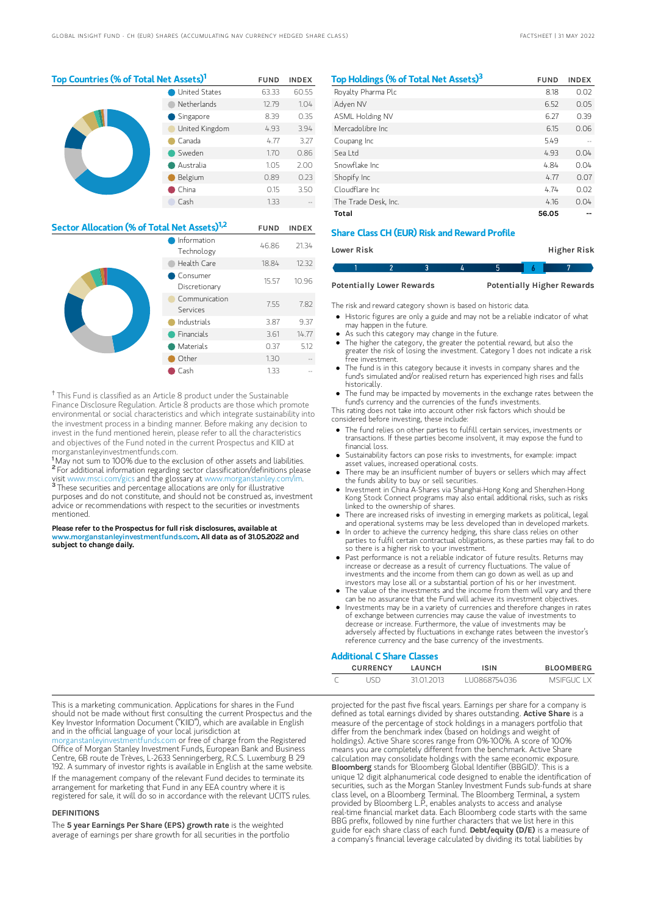## Top Countries (% of Total Net Assets)[1]

| | FUND | INDEX |
|---|---|---|
| United States | 63.33 | 60.55 |
| Netherlands | 12.79 | 1.04 |
| Singapore | 8.39 | 0.35 |
| United Kingdom | 4.93 | 3.94 |
| Canada | 4.77 | 3.27 |
| Sweden | 1.70 | 0.86 |
| Australia | 1.05 | 2.00 |
| Belgium | 0.89 | 0.23 |
| China | 0.15 | 3.50 |
| Cash | 1.33 | -- |

## Sector Allocation (% of Total Net Assets)[1,2]

| | FUND | INDEX |
|---|---|---|
| Information Technology | 46.86 | 21.34 |
| Health Care | 18.84 | 12.32 |
| Consumer Discretionary | 15.57 | 10.96 |
| Communication Services | 7.55 | 7.82 |
| Industrials | 3.87 | 9.37 |
| Financials | 3.61 | 14.77 |
| Materials | 0.37 | 5.12 |
| Other | 1.30 | -- |
| Cash | 1.33 | -- |

† This Fund is classified as an Article 8 product under the Sustainable Finance Disclosure Regulation. Article 8 products are those which promote environmental or social characteristics and which integrate sustainability into the investment process in a binding manner. Before making any decision to invest in the fund mentioned herein, please refer to all the characteristics and objectives of the Fund noted in the current Prospectus and KIID at morganstanleyinvestmentfunds.com.

[1] May not sum to 100% due to the exclusion of other assets and liabilities.

[2] For additional information regarding sector classification/definitions please visit www.msci.com/gics and the glossary at www.morganstanley.com/im.

[3] These securities and percentage allocations are only for illustrative purposes and do not constitute, and should not be construed as, investment advice or recommendations with respect to the securities or investments mentioned.

**Please refer to the Prospectus for full risk disclosures, available at www.morganstanleyinvestmentfunds.com. All data as of 31.05.2022 and subject to change daily.**

## Top Holdings (% of Total Net Assets)[3]

| | FUND | INDEX |
|---|---|---|
| Royalty Pharma Plc | 8.18 | 0.02 |
| Adyen NV | 6.52 | 0.05 |
| ASML Holding NV | 6.27 | 0.39 |
| Mercadolibre Inc | 6.15 | 0.06 |
| Coupang Inc | 5.49 | -- |
| Sea Ltd | 4.93 | 0.04 |
| Snowflake Inc | 4.84 | 0.04 |
| Shopify Inc | 4.77 | 0.07 |
| Cloudflare Inc | 4.74 | 0.02 |
| The Trade Desk, Inc. | 4.16 | 0.04 |
| **Total** | **56.05** | -- |

## Share Class CH (EUR) Risk and Reward Profile

Lower Risk — Higher Risk

1 2 3 4 5 **6** 7

Potentially Lower Rewards — Potentially Higher Rewards

The risk and reward category shown is based on historic data.

- Historic figures are only a guide and may not be a reliable indicator of what may happen in the future.
- As such this category may change in the future.
- The higher the category, the greater the potential reward, but also the greater the risk of losing the investment. Category 1 does not indicate a risk free investment.
- The fund is in this category because it invests in company shares and the fund's simulated and/or realised return has experienced high rises and falls historically.
- The fund may be impacted by movements in the exchange rates between the fund's currency and the currencies of the fund's investments.

This rating does not take into account other risk factors which should be considered before investing, these include:

- The fund relies on other parties to fulfill certain services, investments or transactions. If these parties become insolvent, it may expose the fund to financial loss.
- Sustainability factors can pose risks to investments, for example: impact asset values, increased operational costs.
- There may be an insufficient number of buyers or sellers which may affect the funds ability to buy or sell securities.
- Investment in China A-Shares via Shanghai-Hong Kong and Shenzhen-Hong Kong Stock Connect programs may also entail additional risks, such as risks linked to the ownership of shares.
- There are increased risks of investing in emerging markets as political, legal and operational systems may be less developed than in developed markets.
- In order to achieve the currency hedging, this share class relies on other parties to fulfil certain contractual obligations, as these parties may fail to do so there is a higher risk to your investment.
- Past performance is not a reliable indicator of future results. Returns may increase or decrease as a result of currency fluctuations. The value of investments and the income from them can go down as well as up and investors may lose all or a substantial portion of his or her investment.
- The value of the investments and the income from them will vary and there can be no assurance that the Fund will achieve its investment objectives.
- Investments may be in a variety of currencies and therefore changes in rates of exchange between currencies may cause the value of investments to decrease or increase. Furthermore, the value of investments may be adversely affected by fluctuations in exchange rates between the investor's reference currency and the base currency of the investments.

## Additional C Share Classes

| | CURRENCY | LAUNCH | ISIN | BLOOMBERG |
|---|---|---|---|---|
| C | USD | 31.01.2013 | LU0868754036 | MSIFGUC LX |

This is a marketing communication. Applications for shares in the Fund should not be made without first consulting the current Prospectus and the Key Investor Information Document ("KIID"), which are available in English and in the official language of your local jurisdiction at morganstanleyinvestmentfunds.com or free of charge from the Registered Office of Morgan Stanley Investment Funds, European Bank and Business Centre, 6B route de Trèves, L-2633 Senningerberg, R.C.S. Luxemburg B 29 192. A summary of investor rights is available in English at the same website.

If the management company of the relevant Fund decides to terminate its arrangement for marketing that Fund in any EEA country where it is registered for sale, it will do so in accordance with the relevant UCITS rules.

### DEFINITIONS

The **5 year Earnings Per Share (EPS) growth rate** is the weighted average of earnings per share growth for all securities in the portfolio projected for the past five fiscal years. Earnings per share for a company is defined as total earnings divided by shares outstanding. **Active Share** is a measure of the percentage of stock holdings in a managers portfolio that differ from the benchmark index (based on holdings and weight of holdings). Active Share scores range from 0%-100%. A score of 100% means you are completely different from the benchmark. Active Share calculation may consolidate holdings with the same economic exposure. **Bloomberg** stands for 'Bloomberg Global Identifier (BBGID)'. This is a unique 12 digit alphanumerical code designed to enable the identification of securities, such as the Morgan Stanley Investment Funds sub-funds at share class level, on a Bloomberg Terminal. The Bloomberg Terminal, a system provided by Bloomberg L.P., enables analysts to access and analyse real-time financial market data. Each Bloomberg code starts with the same BBG prefix, followed by nine further characters that we list here in this guide for each share class of each fund. **Debt/equity (D/E)** is a measure of a company's financial leverage calculated by dividing its total liabilities by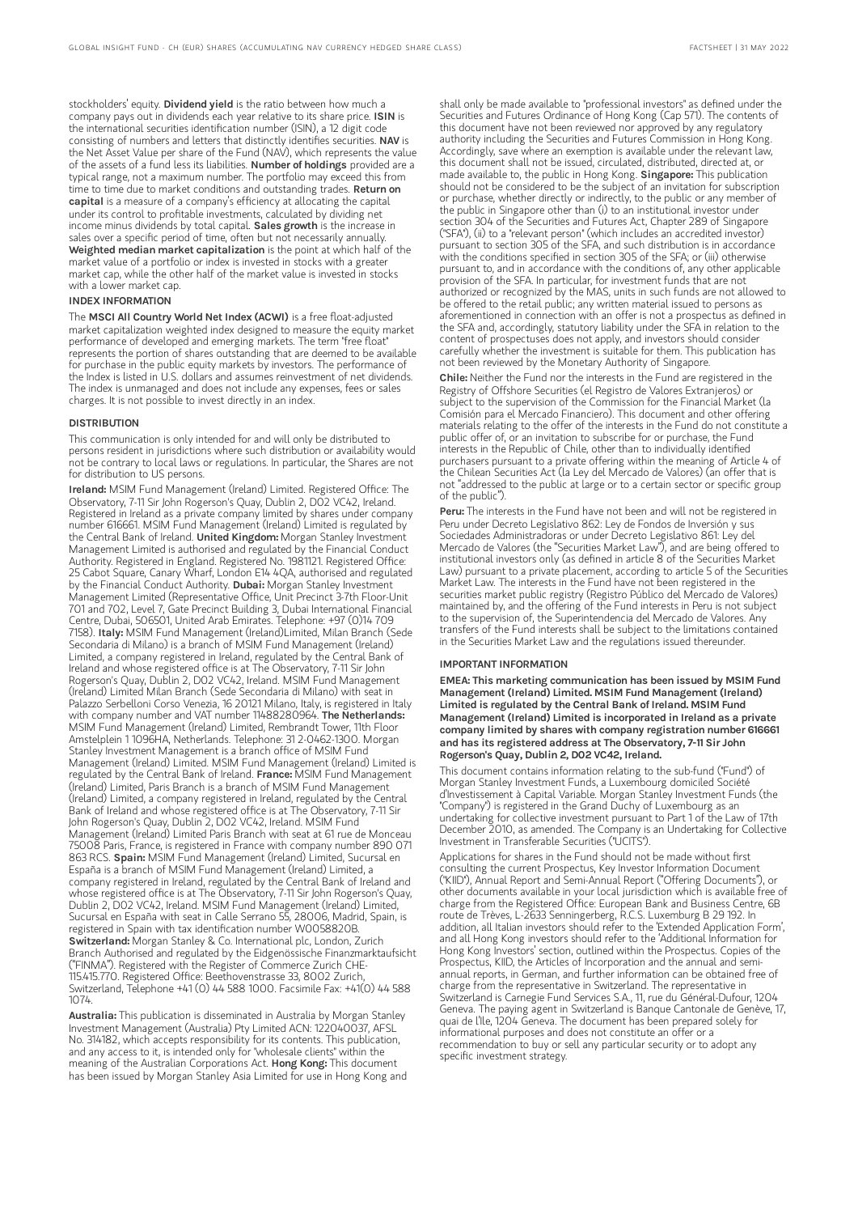stockholders' equity. **Dividend yield** is the ratio between how much a company pays out in dividends each year relative to its share price. **ISIN** is the international securities identification number (ISIN), a 12 digit code consisting of numbers and letters that distinctly identifies securities. **NAV** is the Net Asset Value per share of the Fund (NAV), which represents the value of the assets of a fund less its liabilities. **Number of holdings** provided are a typical range, not a maximum number. The portfolio may exceed this from time to time due to market conditions and outstanding trades. **Return on capital** is a measure of a company's efficiency at allocating the capital under its control to profitable investments, calculated by dividing net income minus dividends by total capital. **Sales growth** is the increase in sales over a specific period of time, often but not necessarily annually. **Weighted median market capitalization** is the point at which half of the market value of a portfolio or index is invested in stocks with a greater market cap, while the other half of the market value is invested in stocks with a lower market cap.

### INDEX INFORMATION

The **MSCI All Country World Net Index (ACWI)** is a free float-adjusted market capitalization weighted index designed to measure the equity market performance of developed and emerging markets. The term "free float" represents the portion of shares outstanding that are deemed to be available for purchase in the public equity markets by investors. The performance of the Index is listed in U.S. dollars and assumes reinvestment of net dividends. The index is unmanaged and does not include any expenses, fees or sales charges. It is not possible to invest directly in an index.

### DISTRIBUTION

This communication is only intended for and will only be distributed to persons resident in jurisdictions where such distribution or availability would not be contrary to local laws or regulations. In particular, the Shares are not for distribution to US persons.

**Ireland:** MSIM Fund Management (Ireland) Limited. Registered Office: The Observatory, 7-11 Sir John Rogerson's Quay, Dublin 2, D02 VC42, Ireland. Registered in Ireland as a private company limited by shares under company number 616661. MSIM Fund Management (Ireland) Limited is regulated by the Central Bank of Ireland. **United Kingdom:** Morgan Stanley Investment Management Limited is authorised and regulated by the Financial Conduct Authority. Registered in England. Registered No. 1981121. Registered Office: 25 Cabot Square, Canary Wharf, London E14 4QA, authorised and regulated by the Financial Conduct Authority. **Dubai:** Morgan Stanley Investment Management Limited (Representative Office, Unit Precinct 3-7th Floor-Unit 701 and 702, Level 7, Gate Precinct Building 3, Dubai International Financial Centre, Dubai, 506501, United Arab Emirates. Telephone: +97 (0)14 709 7158). **Italy:** MSIM Fund Management (Ireland)Limited, Milan Branch (Sede Secondaria di Milano) is a branch of MSIM Fund Management (Ireland) Limited, a company registered in Ireland, regulated by the Central Bank of Ireland and whose registered office is at The Observatory, 7-11 Sir John Rogerson's Quay, Dublin 2, D02 VC42, Ireland. MSIM Fund Management (Ireland) Limited Milan Branch (Sede Secondaria di Milano) with seat in Palazzo Serbelloni Corso Venezia, 16 20121 Milano, Italy, is registered in Italy with company number and VAT number 11488280964. **The Netherlands:** MSIM Fund Management (Ireland) Limited, Rembrandt Tower, 11th Floor Amstelplein 1 1096HA, Netherlands. Telephone: 31 2-0462-1300. Morgan Stanley Investment Management is a branch office of MSIM Fund Management (Ireland) Limited. MSIM Fund Management (Ireland) Limited is regulated by the Central Bank of Ireland. **France:** MSIM Fund Management (Ireland) Limited, Paris Branch is a branch of MSIM Fund Management (Ireland) Limited, a company registered in Ireland, regulated by the Central Bank of Ireland and whose registered office is at The Observatory, 7-11 Sir John Rogerson's Quay, Dublin 2, D02 VC42, Ireland. MSIM Fund Management (Ireland) Limited Paris Branch with seat at 61 rue de Monceau 75008 Paris, France, is registered in France with company number 890 071 863 RCS. **Spain:** MSIM Fund Management (Ireland) Limited, Sucursal en España is a branch of MSIM Fund Management (Ireland) Limited, a company registered in Ireland, regulated by the Central Bank of Ireland and whose registered office is at The Observatory, 7-11 Sir John Rogerson's Quay, Dublin 2, D02 VC42, Ireland. MSIM Fund Management (Ireland) Limited, Sucursal en España with seat in Calle Serrano 55, 28006, Madrid, Spain, is registered in Spain with tax identification number W0058820B. **Switzerland:** Morgan Stanley & Co. International plc, London, Zurich Branch Authorised and regulated by the Eidgenössische Finanzmarktaufsicht ("FINMA"). Registered with the Register of Commerce Zurich CHE-115.415.770. Registered Office: Beethovenstrasse 33, 8002 Zurich, Switzerland, Telephone +41 (0) 44 588 1000. Facsimile Fax: +41(0) 44 588 1074.

**Australia:** This publication is disseminated in Australia by Morgan Stanley Investment Management (Australia) Pty Limited ACN: 122040037, AFSL No. 314182, which accepts responsibility for its contents. This publication, and any access to it, is intended only for "wholesale clients" within the meaning of the Australian Corporations Act. **Hong Kong:** This document has been issued by Morgan Stanley Asia Limited for use in Hong Kong and shall only be made available to "professional investors" as defined under the Securities and Futures Ordinance of Hong Kong (Cap 571). The contents of this document have not been reviewed nor approved by any regulatory authority including the Securities and Futures Commission in Hong Kong. Accordingly, save where an exemption is available under the relevant law, this document shall not be issued, circulated, distributed, directed at, or made available to, the public in Hong Kong. **Singapore:** This publication should not be considered to be the subject of an invitation for subscription or purchase, whether directly or indirectly, to the public or any member of the public in Singapore other than (i) to an institutional investor under section 304 of the Securities and Futures Act, Chapter 289 of Singapore ("SFA"), (ii) to a "relevant person" (which includes an accredited investor) pursuant to section 305 of the SFA, and such distribution is in accordance with the conditions specified in section 305 of the SFA; or (iii) otherwise pursuant to, and in accordance with the conditions of, any other applicable provision of the SFA. In particular, for investment funds that are not authorized or recognized by the MAS, units in such funds are not allowed to be offered to the retail public; any written material issued to persons as aforementioned in connection with an offer is not a prospectus as defined in the SFA and, accordingly, statutory liability under the SFA in relation to the content of prospectuses does not apply, and investors should consider carefully whether the investment is suitable for them. This publication has not been reviewed by the Monetary Authority of Singapore.

**Chile:** Neither the Fund nor the interests in the Fund are registered in the Registry of Offshore Securities (el Registro de Valores Extranjeros) or subject to the supervision of the Commission for the Financial Market (la Comisión para el Mercado Financiero). This document and other offering materials relating to the offer of the interests in the Fund do not constitute a public offer of, or an invitation to subscribe for or purchase, the Fund interests in the Republic of Chile, other than to individually identified purchasers pursuant to a private offering within the meaning of Article 4 of the Chilean Securities Act (la Ley del Mercado de Valores) (an offer that is not "addressed to the public at large or to a certain sector or specific group of the public").

**Peru:** The interests in the Fund have not been and will not be registered in Peru under Decreto Legislativo 862: Ley de Fondos de Inversión y sus Sociedades Administradoras or under Decreto Legislativo 861: Ley del Mercado de Valores (the "Securities Market Law"), and are being offered to institutional investors only (as defined in article 8 of the Securities Market Law) pursuant to a private placement, according to article 5 of the Securities Market Law. The interests in the Fund have not been registered in the securities market public registry (Registro Público del Mercado de Valores) maintained by, and the offering of the Fund interests in Peru is not subject to the supervision of, the Superintendencia del Mercado de Valores. Any transfers of the Fund interests shall be subject to the limitations contained in the Securities Market Law and the regulations issued thereunder.

### IMPORTANT INFORMATION

**EMEA: This marketing communication has been issued by MSIM Fund Management (Ireland) Limited. MSIM Fund Management (Ireland) Limited is regulated by the Central Bank of Ireland. MSIM Fund Management (Ireland) Limited is incorporated in Ireland as a private company limited by shares with company registration number 616661 and has its registered address at The Observatory, 7-11 Sir John Rogerson's Quay, Dublin 2, D02 VC42, Ireland.**

This document contains information relating to the sub-fund ("Fund") of Morgan Stanley Investment Funds, a Luxembourg domiciled Société d'Investissement à Capital Variable. Morgan Stanley Investment Funds (the "Company") is registered in the Grand Duchy of Luxembourg as an undertaking for collective investment pursuant to Part 1 of the Law of 17th December 2010, as amended. The Company is an Undertaking for Collective Investment in Transferable Securities ("UCITS").

Applications for shares in the Fund should not be made without first consulting the current Prospectus, Key Investor Information Document ("KIID"), Annual Report and Semi-Annual Report ("Offering Documents"), or other documents available in your local jurisdiction which is available free of charge from the Registered Office: European Bank and Business Centre, 6B route de Trèves, L-2633 Senningerberg, R.C.S. Luxemburg B 29 192. In addition, all Italian investors should refer to the 'Extended Application Form', and all Hong Kong investors should refer to the 'Additional Information for Hong Kong Investors' section, outlined within the Prospectus. Copies of the Prospectus, KIID, the Articles of Incorporation and the annual and semi-annual reports, in German, and further information can be obtained free of charge from the representative in Switzerland. The representative in Switzerland is Carnegie Fund Services S.A., 11, rue du Général-Dufour, 1204 Geneva. The paying agent in Switzerland is Banque Cantonale de Genève, 17, quai de l'Ile, 1204 Geneva. The document has been prepared solely for informational purposes and does not constitute an offer or a recommendation to buy or sell any particular security or to adopt any specific investment strategy.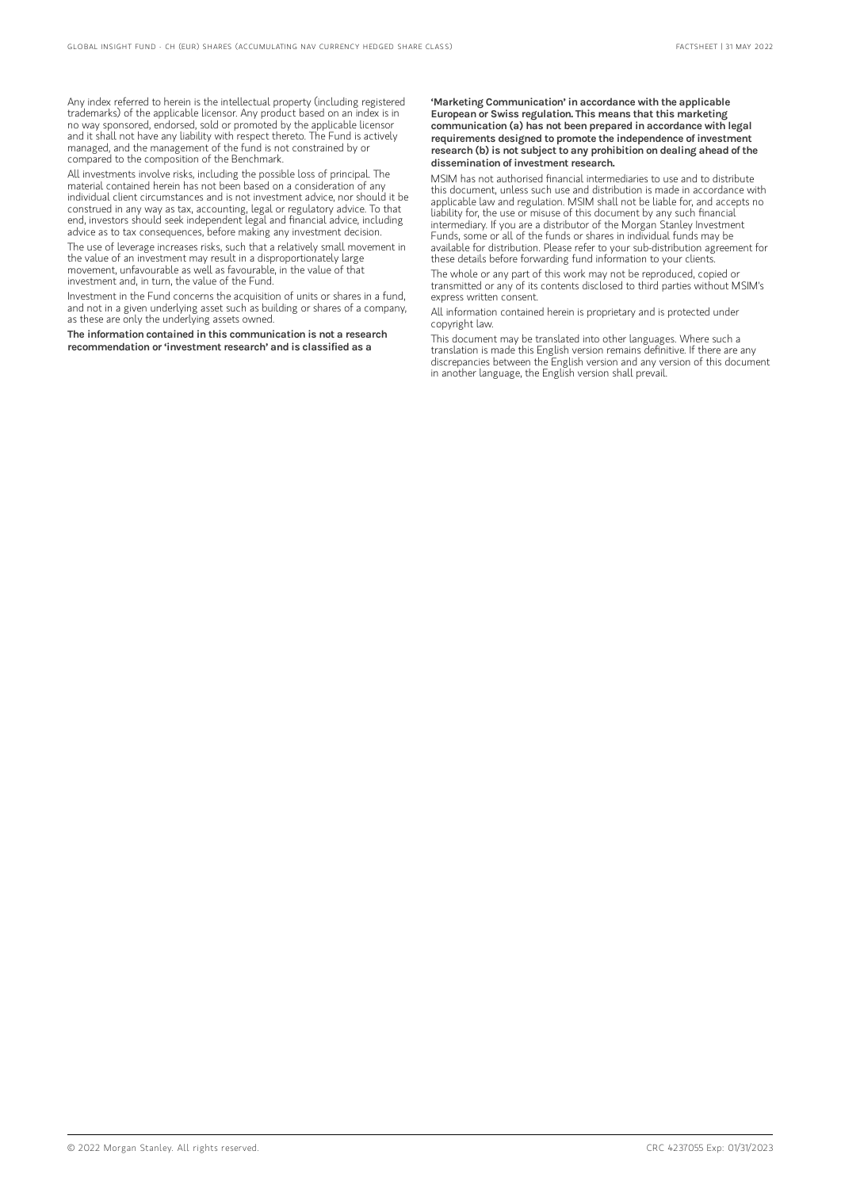Any index referred to herein is the intellectual property (including registered trademarks) of the applicable licensor. Any product based on an index is in no way sponsored, endorsed, sold or promoted by the applicable licensor and it shall not have any liability with respect thereto. The Fund is actively managed, and the management of the fund is not constrained by or compared to the composition of the Benchmark.

All investments involve risks, including the possible loss of principal. The material contained herein has not been based on a consideration of any individual client circumstances and is not investment advice, nor should it be construed in any way as tax, accounting, legal or regulatory advice. To that end, investors should seek independent legal and financial advice, including advice as to tax consequences, before making any investment decision.

The use of leverage increases risks, such that a relatively small movement in the value of an investment may result in a disproportionately large movement, unfavourable as well as favourable, in the value of that investment and, in turn, the value of the Fund.

Investment in the Fund concerns the acquisition of units or shares in a fund, and not in a given underlying asset such as building or shares of a company, as these are only the underlying assets owned.

**The information contained in this communication is not a research recommendation or 'investment research' and is classified as a 'Marketing Communication' in accordance with the applicable European or Swiss regulation. This means that this marketing communication (a) has not been prepared in accordance with legal requirements designed to promote the independence of investment research (b) is not subject to any prohibition on dealing ahead of the dissemination of investment research.**

MSIM has not authorised financial intermediaries to use and to distribute this document, unless such use and distribution is made in accordance with applicable law and regulation. MSIM shall not be liable for, and accepts no liability for, the use or misuse of this document by any such financial intermediary. If you are a distributor of the Morgan Stanley Investment Funds, some or all of the funds or shares in individual funds may be available for distribution. Please refer to your sub-distribution agreement for these details before forwarding fund information to your clients.

The whole or any part of this work may not be reproduced, copied or transmitted or any of its contents disclosed to third parties without MSIM's express written consent.

All information contained herein is proprietary and is protected under copyright law.

This document may be translated into other languages. Where such a translation is made this English version remains definitive. If there are any discrepancies between the English version and any version of this document in another language, the English version shall prevail.

© 2022 Morgan Stanley. All rights reserved.

CRC 4237055 Exp: 01/31/2023